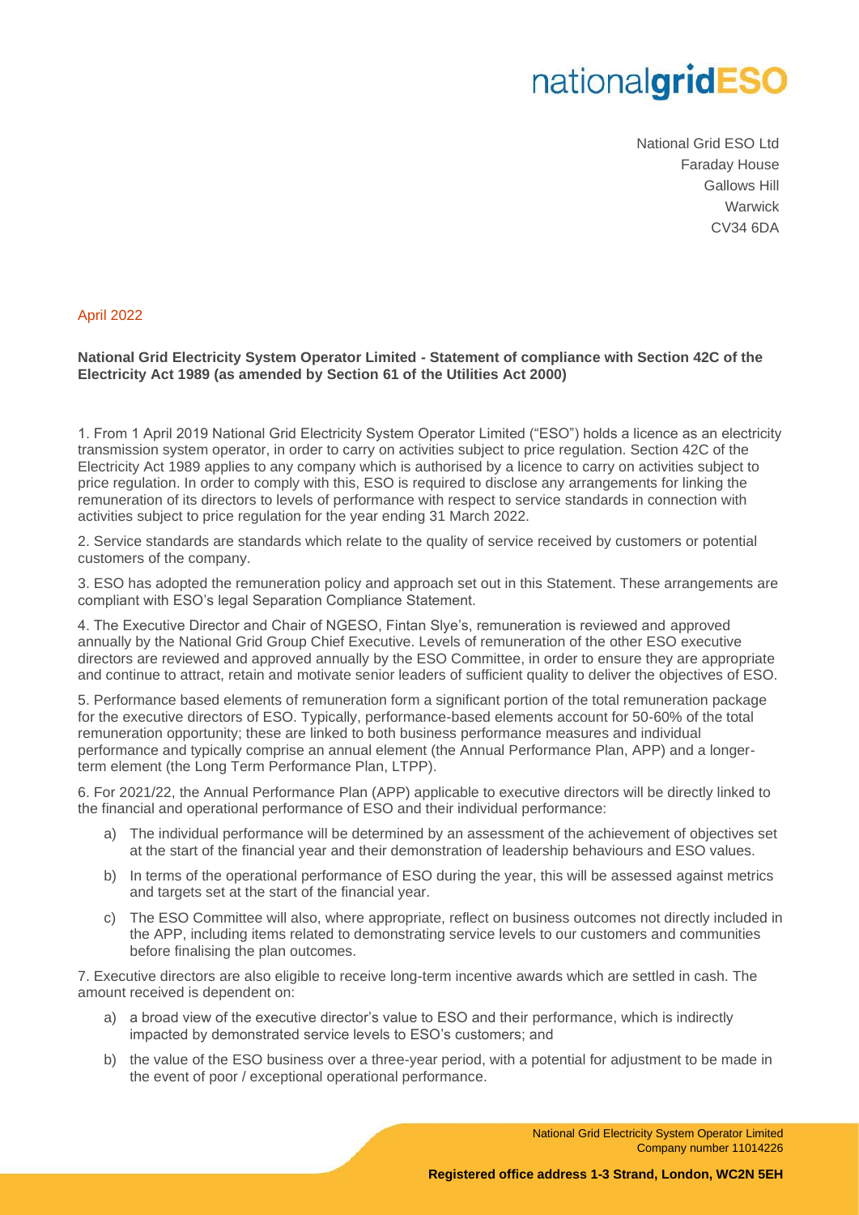nationalgridESO

National Grid ESO Ltd
Faraday House
Gallows Hill
Warwick
CV34 6DA

April 2022

**National Grid Electricity System Operator Limited - Statement of compliance with Section 42C of the Electricity Act 1989 (as amended by Section 61 of the Utilities Act 2000)**

1. From 1 April 2019 National Grid Electricity System Operator Limited ("ESO") holds a licence as an electricity transmission system operator, in order to carry on activities subject to price regulation. Section 42C of the Electricity Act 1989 applies to any company which is authorised by a licence to carry on activities subject to price regulation. In order to comply with this, ESO is required to disclose any arrangements for linking the remuneration of its directors to levels of performance with respect to service standards in connection with activities subject to price regulation for the year ending 31 March 2022.

2. Service standards are standards which relate to the quality of service received by customers or potential customers of the company.

3. ESO has adopted the remuneration policy and approach set out in this Statement. These arrangements are compliant with ESO's legal Separation Compliance Statement.

4. The Executive Director and Chair of NGESO, Fintan Slye's, remuneration is reviewed and approved annually by the National Grid Group Chief Executive. Levels of remuneration of the other ESO executive directors are reviewed and approved annually by the ESO Committee, in order to ensure they are appropriate and continue to attract, retain and motivate senior leaders of sufficient quality to deliver the objectives of ESO.

5. Performance based elements of remuneration form a significant portion of the total remuneration package for the executive directors of ESO. Typically, performance-based elements account for 50-60% of the total remuneration opportunity; these are linked to both business performance measures and individual performance and typically comprise an annual element (the Annual Performance Plan, APP) and a longer-term element (the Long Term Performance Plan, LTPP).

6. For 2021/22, the Annual Performance Plan (APP) applicable to executive directors will be directly linked to the financial and operational performance of ESO and their individual performance:

a) The individual performance will be determined by an assessment of the achievement of objectives set at the start of the financial year and their demonstration of leadership behaviours and ESO values.

b) In terms of the operational performance of ESO during the year, this will be assessed against metrics and targets set at the start of the financial year.

c) The ESO Committee will also, where appropriate, reflect on business outcomes not directly included in the APP, including items related to demonstrating service levels to our customers and communities before finalising the plan outcomes.

7. Executive directors are also eligible to receive long-term incentive awards which are settled in cash. The amount received is dependent on:

a) a broad view of the executive director's value to ESO and their performance, which is indirectly impacted by demonstrated service levels to ESO's customers; and

b) the value of the ESO business over a three-year period, with a potential for adjustment to be made in the event of poor / exceptional operational performance.

National Grid Electricity System Operator Limited
Company number 11014226

**Registered office address 1-3 Strand, London, WC2N 5EH**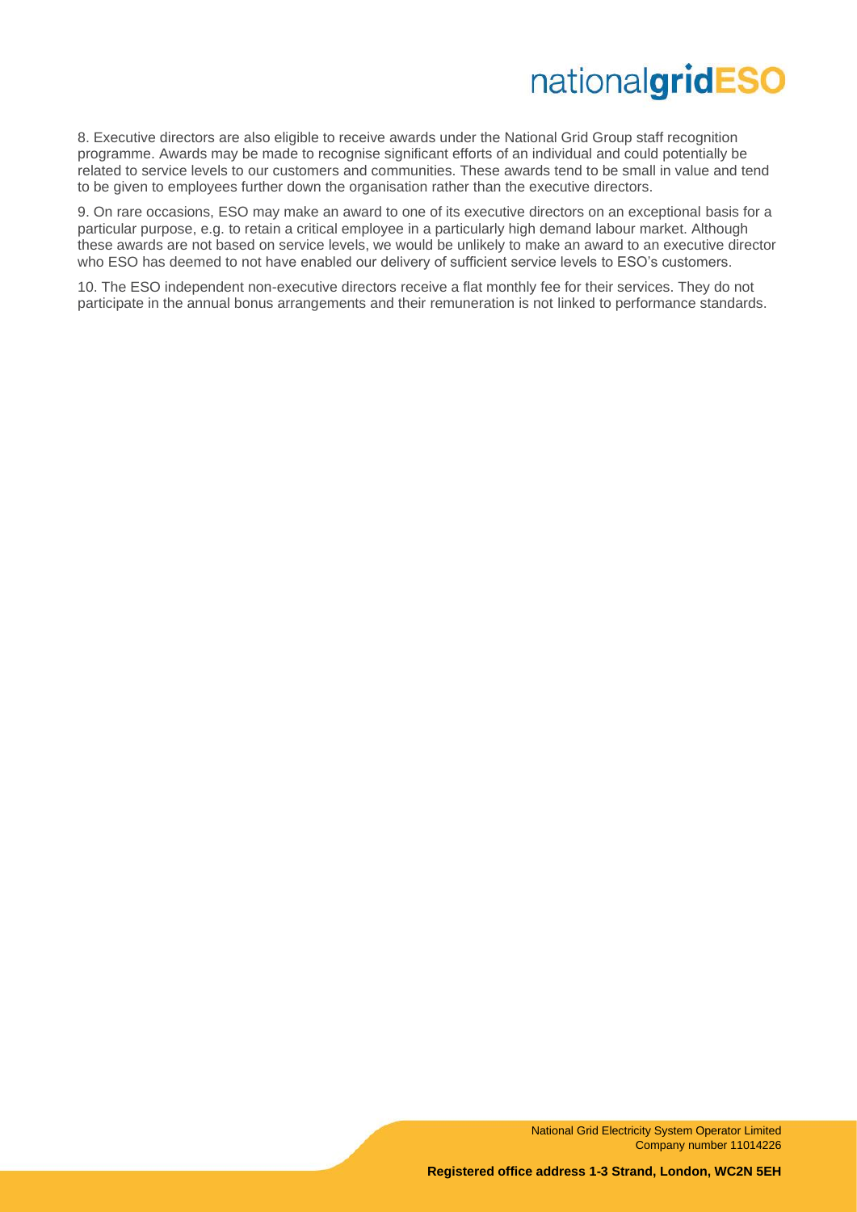8. Executive directors are also eligible to receive awards under the National Grid Group staff recognition programme. Awards may be made to recognise significant efforts of an individual and could potentially be related to service levels to our customers and communities. These awards tend to be small in value and tend to be given to employees further down the organisation rather than the executive directors.

9. On rare occasions, ESO may make an award to one of its executive directors on an exceptional basis for a particular purpose, e.g. to retain a critical employee in a particularly high demand labour market. Although these awards are not based on service levels, we would be unlikely to make an award to an executive director who ESO has deemed to not have enabled our delivery of sufficient service levels to ESO's customers.

10. The ESO independent non-executive directors receive a flat monthly fee for their services. They do not participate in the annual bonus arrangements and their remuneration is not linked to performance standards.